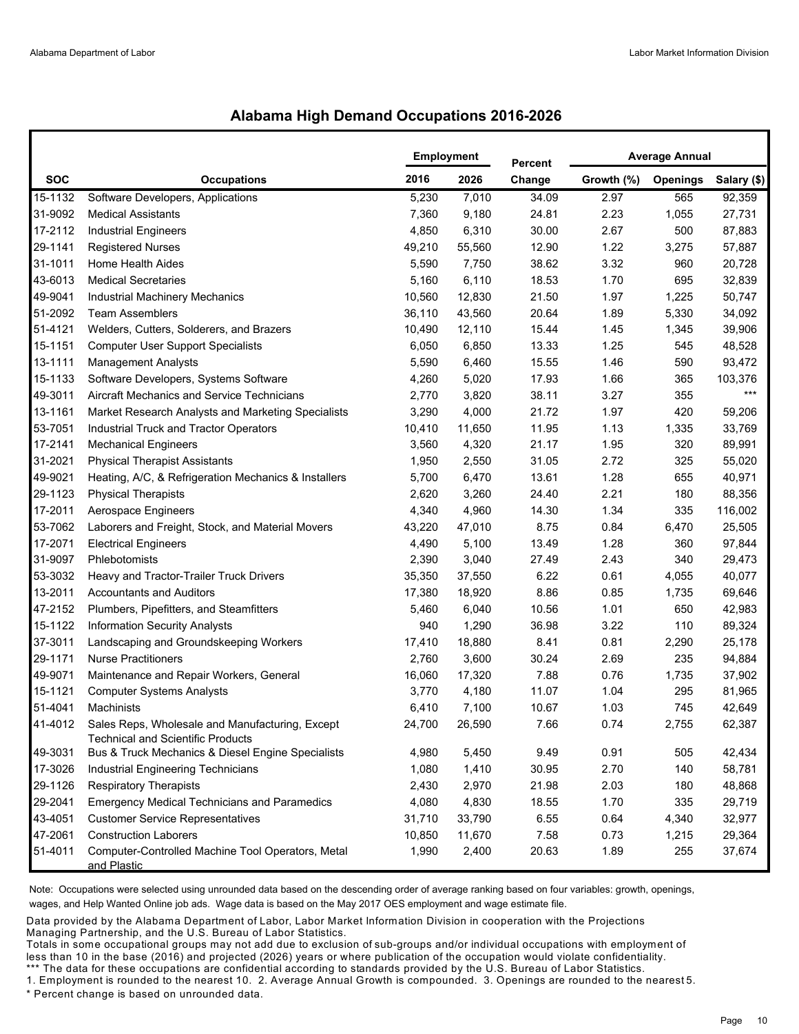## Alabama High Demand Occupations 2016-2026

| SOC | Occupations | Employment 2016 | Employment 2026 | Percent Change | Average Annual Growth (%) | Average Annual Openings | Average Annual Salary ($) |
|---|---|---|---|---|---|---|---|
| 15-1132 | Software Developers, Applications | 5,230 | 7,010 | 34.09 | 2.97 | 565 | 92,359 |
| 31-9092 | Medical Assistants | 7,360 | 9,180 | 24.81 | 2.23 | 1,055 | 27,731 |
| 17-2112 | Industrial Engineers | 4,850 | 6,310 | 30.00 | 2.67 | 500 | 87,883 |
| 29-1141 | Registered Nurses | 49,210 | 55,560 | 12.90 | 1.22 | 3,275 | 57,887 |
| 31-1011 | Home Health Aides | 5,590 | 7,750 | 38.62 | 3.32 | 960 | 20,728 |
| 43-6013 | Medical Secretaries | 5,160 | 6,110 | 18.53 | 1.70 | 695 | 32,839 |
| 49-9041 | Industrial Machinery Mechanics | 10,560 | 12,830 | 21.50 | 1.97 | 1,225 | 50,747 |
| 51-2092 | Team Assemblers | 36,110 | 43,560 | 20.64 | 1.89 | 5,330 | 34,092 |
| 51-4121 | Welders, Cutters, Solderers, and Brazers | 10,490 | 12,110 | 15.44 | 1.45 | 1,345 | 39,906 |
| 15-1151 | Computer User Support Specialists | 6,050 | 6,850 | 13.33 | 1.25 | 545 | 48,528 |
| 13-1111 | Management Analysts | 5,590 | 6,460 | 15.55 | 1.46 | 590 | 93,472 |
| 15-1133 | Software Developers, Systems Software | 4,260 | 5,020 | 17.93 | 1.66 | 365 | 103,376 |
| 49-3011 | Aircraft Mechanics and Service Technicians | 2,770 | 3,820 | 38.11 | 3.27 | 355 | *** |
| 13-1161 | Market Research Analysts and Marketing Specialists | 3,290 | 4,000 | 21.72 | 1.97 | 420 | 59,206 |
| 53-7051 | Industrial Truck and Tractor Operators | 10,410 | 11,650 | 11.95 | 1.13 | 1,335 | 33,769 |
| 17-2141 | Mechanical Engineers | 3,560 | 4,320 | 21.17 | 1.95 | 320 | 89,991 |
| 31-2021 | Physical Therapist Assistants | 1,950 | 2,550 | 31.05 | 2.72 | 325 | 55,020 |
| 49-9021 | Heating, A/C, & Refrigeration Mechanics & Installers | 5,700 | 6,470 | 13.61 | 1.28 | 655 | 40,971 |
| 29-1123 | Physical Therapists | 2,620 | 3,260 | 24.40 | 2.21 | 180 | 88,356 |
| 17-2011 | Aerospace Engineers | 4,340 | 4,960 | 14.30 | 1.34 | 335 | 116,002 |
| 53-7062 | Laborers and Freight, Stock, and Material Movers | 43,220 | 47,010 | 8.75 | 0.84 | 6,470 | 25,505 |
| 17-2071 | Electrical Engineers | 4,490 | 5,100 | 13.49 | 1.28 | 360 | 97,844 |
| 31-9097 | Phlebotomists | 2,390 | 3,040 | 27.49 | 2.43 | 340 | 29,473 |
| 53-3032 | Heavy and Tractor-Trailer Truck Drivers | 35,350 | 37,550 | 6.22 | 0.61 | 4,055 | 40,077 |
| 13-2011 | Accountants and Auditors | 17,380 | 18,920 | 8.86 | 0.85 | 1,735 | 69,646 |
| 47-2152 | Plumbers, Pipefitters, and Steamfitters | 5,460 | 6,040 | 10.56 | 1.01 | 650 | 42,983 |
| 15-1122 | Information Security Analysts | 940 | 1,290 | 36.98 | 3.22 | 110 | 89,324 |
| 37-3011 | Landscaping and Groundskeeping Workers | 17,410 | 18,880 | 8.41 | 0.81 | 2,290 | 25,178 |
| 29-1171 | Nurse Practitioners | 2,760 | 3,600 | 30.24 | 2.69 | 235 | 94,884 |
| 49-9071 | Maintenance and Repair Workers, General | 16,060 | 17,320 | 7.88 | 0.76 | 1,735 | 37,902 |
| 15-1121 | Computer Systems Analysts | 3,770 | 4,180 | 11.07 | 1.04 | 295 | 81,965 |
| 51-4041 | Machinists | 6,410 | 7,100 | 10.67 | 1.03 | 745 | 42,649 |
| 41-4012 | Sales Reps, Wholesale and Manufacturing, Except Technical and Scientific Products | 24,700 | 26,590 | 7.66 | 0.74 | 2,755 | 62,387 |
| 49-3031 | Bus & Truck Mechanics & Diesel Engine Specialists | 4,980 | 5,450 | 9.49 | 0.91 | 505 | 42,434 |
| 17-3026 | Industrial Engineering Technicians | 1,080 | 1,410 | 30.95 | 2.70 | 140 | 58,781 |
| 29-1126 | Respiratory Therapists | 2,430 | 2,970 | 21.98 | 2.03 | 180 | 48,868 |
| 29-2041 | Emergency Medical Technicians and Paramedics | 4,080 | 4,830 | 18.55 | 1.70 | 335 | 29,719 |
| 43-4051 | Customer Service Representatives | 31,710 | 33,790 | 6.55 | 0.64 | 4,340 | 32,977 |
| 47-2061 | Construction Laborers | 10,850 | 11,670 | 7.58 | 0.73 | 1,215 | 29,364 |
| 51-4011 | Computer-Controlled Machine Tool Operators, Metal and Plastic | 1,990 | 2,400 | 20.63 | 1.89 | 255 | 37,674 |

Note: Occupations were selected using unrounded data based on the descending order of average ranking based on four variables: growth, openings, wages, and Help Wanted Online job ads. Wage data is based on the May 2017 OES employment and wage estimate file.

Data provided by the Alabama Department of Labor, Labor Market Information Division in cooperation with the Projections Managing Partnership, and the U.S. Bureau of Labor Statistics.
Totals in some occupational groups may not add due to exclusion of sub-groups and/or individual occupations with employment of less than 10 in the base (2016) and projected (2026) years or where publication of the occupation would violate confidentiality.
*** The data for these occupations are confidential according to standards provided by the U.S. Bureau of Labor Statistics.
1. Employment is rounded to the nearest 10. 2. Average Annual Growth is compounded. 3. Openings are rounded to the nearest 5.
* Percent change is based on unrounded data.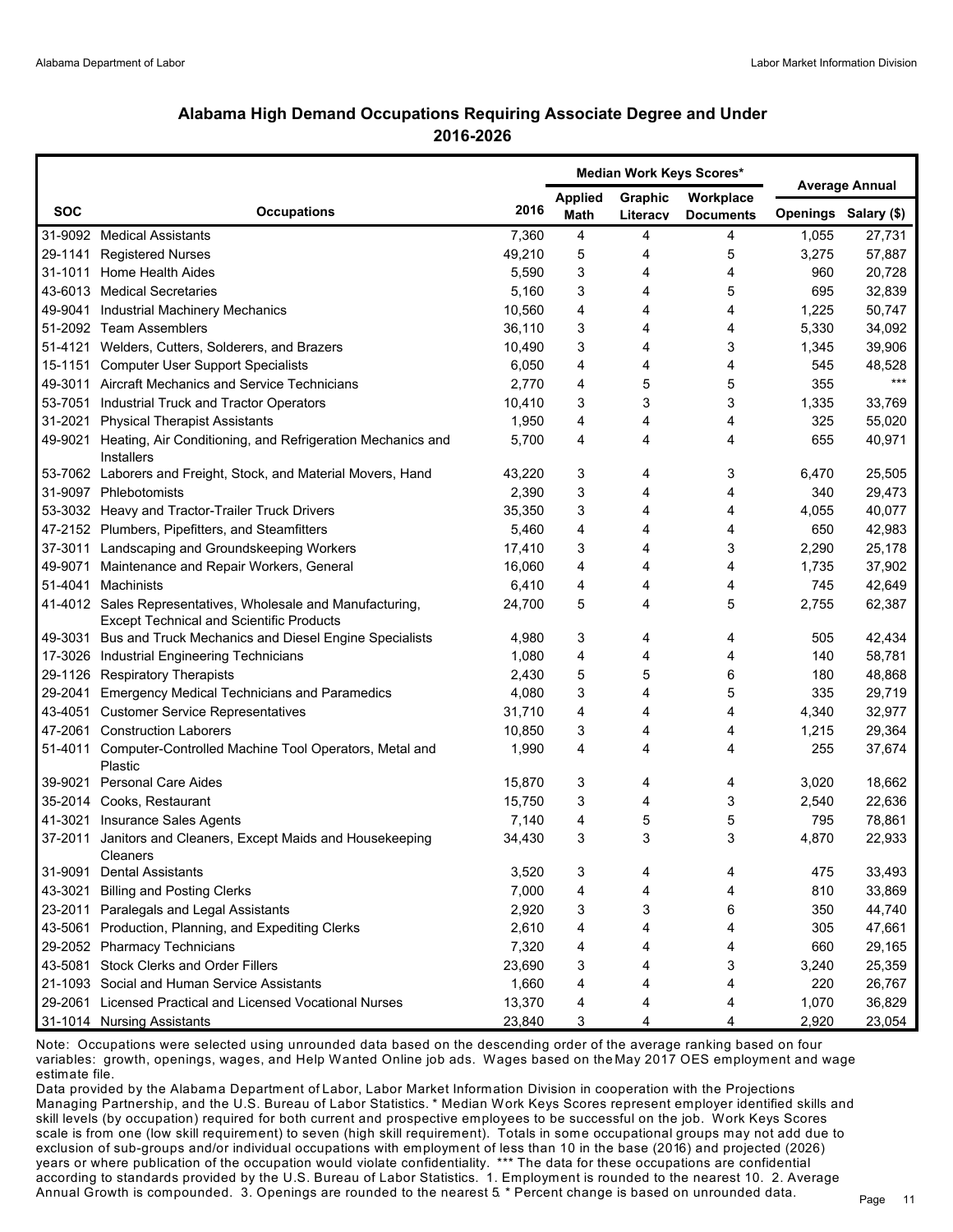## Alabama High Demand Occupations Requiring Associate Degree and Under
## 2016-2026

| | | | Median Work Keys Scores* | | | Average Annual | |
|---|---|---|---|---|---|---|---|
| SOC | Occupations | 2016 | Applied Math | Graphic Literacy | Workplace Documents | Openings | Salary ($) |
| 31-9092 | Medical Assistants | 7,360 | 4 | 4 | 4 | 1,055 | 27,731 |
| 29-1141 | Registered Nurses | 49,210 | 5 | 4 | 5 | 3,275 | 57,887 |
| 31-1011 | Home Health Aides | 5,590 | 3 | 4 | 4 | 960 | 20,728 |
| 43-6013 | Medical Secretaries | 5,160 | 3 | 4 | 5 | 695 | 32,839 |
| 49-9041 | Industrial Machinery Mechanics | 10,560 | 4 | 4 | 4 | 1,225 | 50,747 |
| 51-2092 | Team Assemblers | 36,110 | 3 | 4 | 4 | 5,330 | 34,092 |
| 51-4121 | Welders, Cutters, Solderers, and Brazers | 10,490 | 3 | 4 | 3 | 1,345 | 39,906 |
| 15-1151 | Computer User Support Specialists | 6,050 | 4 | 4 | 4 | 545 | 48,528 |
| 49-3011 | Aircraft Mechanics and Service Technicians | 2,770 | 4 | 5 | 5 | 355 | *** |
| 53-7051 | Industrial Truck and Tractor Operators | 10,410 | 3 | 3 | 3 | 1,335 | 33,769 |
| 31-2021 | Physical Therapist Assistants | 1,950 | 4 | 4 | 4 | 325 | 55,020 |
| 49-9021 | Heating, Air Conditioning, and Refrigeration Mechanics and Installers | 5,700 | 4 | 4 | 4 | 655 | 40,971 |
| 53-7062 | Laborers and Freight, Stock, and Material Movers, Hand | 43,220 | 3 | 4 | 3 | 6,470 | 25,505 |
| 31-9097 | Phlebotomists | 2,390 | 3 | 4 | 4 | 340 | 29,473 |
| 53-3032 | Heavy and Tractor-Trailer Truck Drivers | 35,350 | 3 | 4 | 4 | 4,055 | 40,077 |
| 47-2152 | Plumbers, Pipefitters, and Steamfitters | 5,460 | 4 | 4 | 4 | 650 | 42,983 |
| 37-3011 | Landscaping and Groundskeeping Workers | 17,410 | 3 | 4 | 3 | 2,290 | 25,178 |
| 49-9071 | Maintenance and Repair Workers, General | 16,060 | 4 | 4 | 4 | 1,735 | 37,902 |
| 51-4041 | Machinists | 6,410 | 4 | 4 | 4 | 745 | 42,649 |
| 41-4012 | Sales Representatives, Wholesale and Manufacturing, Except Technical and Scientific Products | 24,700 | 5 | 4 | 5 | 2,755 | 62,387 |
| 49-3031 | Bus and Truck Mechanics and Diesel Engine Specialists | 4,980 | 3 | 4 | 4 | 505 | 42,434 |
| 17-3026 | Industrial Engineering Technicians | 1,080 | 4 | 4 | 4 | 140 | 58,781 |
| 29-1126 | Respiratory Therapists | 2,430 | 5 | 5 | 6 | 180 | 48,868 |
| 29-2041 | Emergency Medical Technicians and Paramedics | 4,080 | 3 | 4 | 5 | 335 | 29,719 |
| 43-4051 | Customer Service Representatives | 31,710 | 4 | 4 | 4 | 4,340 | 32,977 |
| 47-2061 | Construction Laborers | 10,850 | 3 | 4 | 4 | 1,215 | 29,364 |
| 51-4011 | Computer-Controlled Machine Tool Operators, Metal and Plastic | 1,990 | 4 | 4 | 4 | 255 | 37,674 |
| 39-9021 | Personal Care Aides | 15,870 | 3 | 4 | 4 | 3,020 | 18,662 |
| 35-2014 | Cooks, Restaurant | 15,750 | 3 | 4 | 3 | 2,540 | 22,636 |
| 41-3021 | Insurance Sales Agents | 7,140 | 4 | 5 | 5 | 795 | 78,861 |
| 37-2011 | Janitors and Cleaners, Except Maids and Housekeeping Cleaners | 34,430 | 3 | 3 | 3 | 4,870 | 22,933 |
| 31-9091 | Dental Assistants | 3,520 | 3 | 4 | 4 | 475 | 33,493 |
| 43-3021 | Billing and Posting Clerks | 7,000 | 4 | 4 | 4 | 810 | 33,869 |
| 23-2011 | Paralegals and Legal Assistants | 2,920 | 3 | 3 | 6 | 350 | 44,740 |
| 43-5061 | Production, Planning, and Expediting Clerks | 2,610 | 4 | 4 | 4 | 305 | 47,661 |
| 29-2052 | Pharmacy Technicians | 7,320 | 4 | 4 | 4 | 660 | 29,165 |
| 43-5081 | Stock Clerks and Order Fillers | 23,690 | 3 | 4 | 3 | 3,240 | 25,359 |
| 21-1093 | Social and Human Service Assistants | 1,660 | 4 | 4 | 4 | 220 | 26,767 |
| 29-2061 | Licensed Practical and Licensed Vocational Nurses | 13,370 | 4 | 4 | 4 | 1,070 | 36,829 |
| 31-1014 | Nursing Assistants | 23,840 | 3 | 4 | 4 | 2,920 | 23,054 |

Note: Occupations were selected using unrounded data based on the descending order of the average ranking based on four variables: growth, openings, wages, and Help Wanted Online job ads. Wages based on the May 2017 OES employment and wage estimate file.

Data provided by the Alabama Department of Labor, Labor Market Information Division in cooperation with the Projections Managing Partnership, and the U.S. Bureau of Labor Statistics. * Median Work Keys Scores represent employer identified skills and skill levels (by occupation) required for both current and prospective employees to be successful on the job. Work Keys Scores scale is from one (low skill requirement) to seven (high skill requirement). Totals in some occupational groups may not add due to exclusion of sub-groups and/or individual occupations with employment of less than 10 in the base (2016) and projected (2026) years or where publication of the occupation would violate confidentiality. *** The data for these occupations are confidential according to standards provided by the U.S. Bureau of Labor Statistics. 1. Employment is rounded to the nearest 10. 2. Average Annual Growth is compounded. 3. Openings are rounded to the nearest 5. * Percent change is based on unrounded data.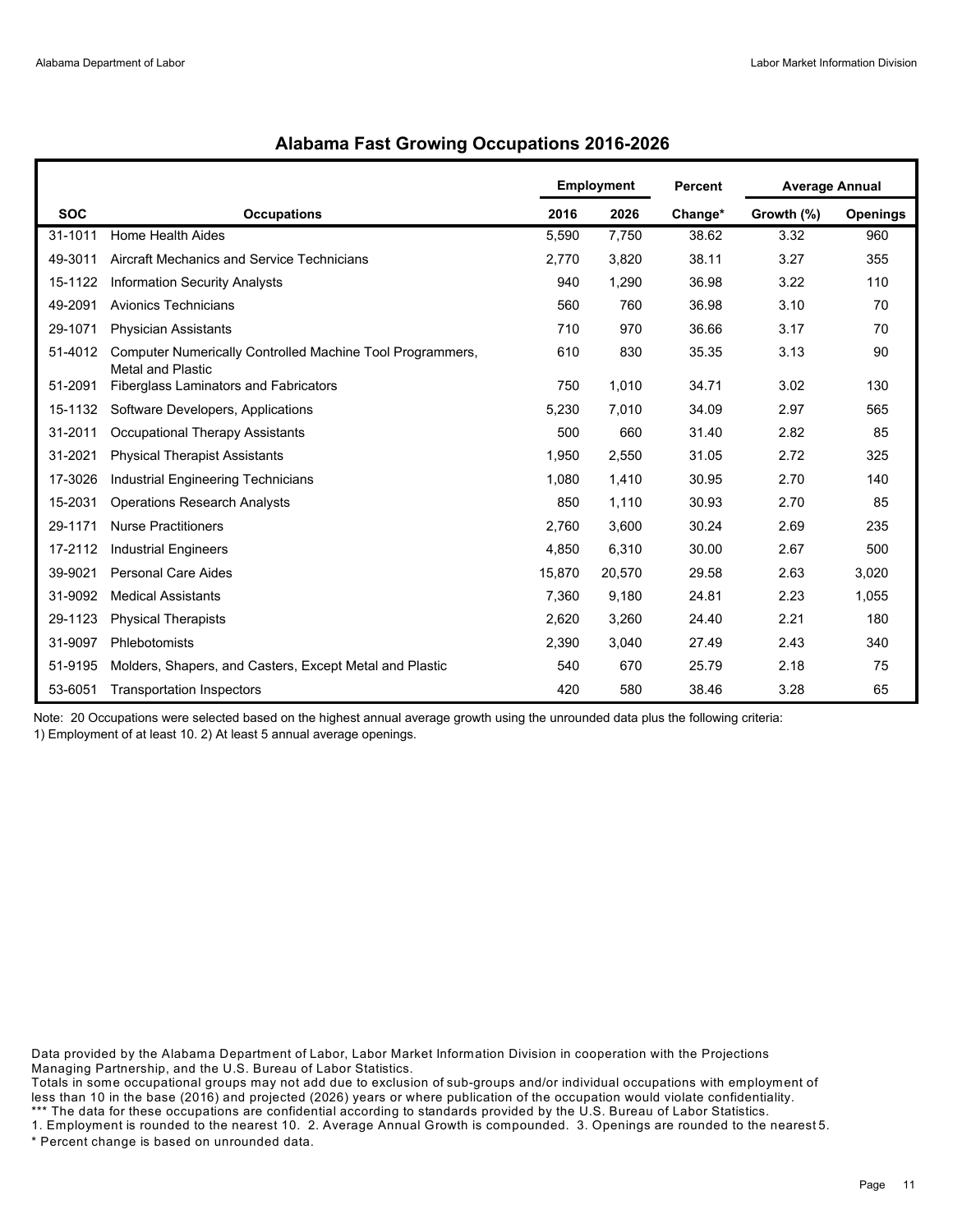## Alabama Fast Growing Occupations 2016-2026

| | | Employment | | Percent | Average Annual | |
|---|---|---|---|---|---|---|
| SOC | Occupations | 2016 | 2026 | Change* | Growth (%) | Openings |
| 31-1011 | Home Health Aides | 5,590 | 7,750 | 38.62 | 3.32 | 960 |
| 49-3011 | Aircraft Mechanics and Service Technicians | 2,770 | 3,820 | 38.11 | 3.27 | 355 |
| 15-1122 | Information Security Analysts | 940 | 1,290 | 36.98 | 3.22 | 110 |
| 49-2091 | Avionics Technicians | 560 | 760 | 36.98 | 3.10 | 70 |
| 29-1071 | Physician Assistants | 710 | 970 | 36.66 | 3.17 | 70 |
| 51-4012 | Computer Numerically Controlled Machine Tool Programmers, Metal and Plastic | 610 | 830 | 35.35 | 3.13 | 90 |
| 51-2091 | Fiberglass Laminators and Fabricators | 750 | 1,010 | 34.71 | 3.02 | 130 |
| 15-1132 | Software Developers, Applications | 5,230 | 7,010 | 34.09 | 2.97 | 565 |
| 31-2011 | Occupational Therapy Assistants | 500 | 660 | 31.40 | 2.82 | 85 |
| 31-2021 | Physical Therapist Assistants | 1,950 | 2,550 | 31.05 | 2.72 | 325 |
| 17-3026 | Industrial Engineering Technicians | 1,080 | 1,410 | 30.95 | 2.70 | 140 |
| 15-2031 | Operations Research Analysts | 850 | 1,110 | 30.93 | 2.70 | 85 |
| 29-1171 | Nurse Practitioners | 2,760 | 3,600 | 30.24 | 2.69 | 235 |
| 17-2112 | Industrial Engineers | 4,850 | 6,310 | 30.00 | 2.67 | 500 |
| 39-9021 | Personal Care Aides | 15,870 | 20,570 | 29.58 | 2.63 | 3,020 |
| 31-9092 | Medical Assistants | 7,360 | 9,180 | 24.81 | 2.23 | 1,055 |
| 29-1123 | Physical Therapists | 2,620 | 3,260 | 24.40 | 2.21 | 180 |
| 31-9097 | Phlebotomists | 2,390 | 3,040 | 27.49 | 2.43 | 340 |
| 51-9195 | Molders, Shapers, and Casters, Except Metal and Plastic | 540 | 670 | 25.79 | 2.18 | 75 |
| 53-6051 | Transportation Inspectors | 420 | 580 | 38.46 | 3.28 | 65 |

Note: 20 Occupations were selected based on the highest annual average growth using the unrounded data plus the following criteria:
1) Employment of at least 10. 2) At least 5 annual average openings.

Data provided by the Alabama Department of Labor, Labor Market Information Division in cooperation with the Projections Managing Partnership, and the U.S. Bureau of Labor Statistics.
Totals in some occupational groups may not add due to exclusion of sub-groups and/or individual occupations with employment of less than 10 in the base (2016) and projected (2026) years or where publication of the occupation would violate confidentiality.
*** The data for these occupations are confidential according to standards provided by the U.S. Bureau of Labor Statistics.
1. Employment is rounded to the nearest 10. 2. Average Annual Growth is compounded. 3. Openings are rounded to the nearest 5.
* Percent change is based on unrounded data.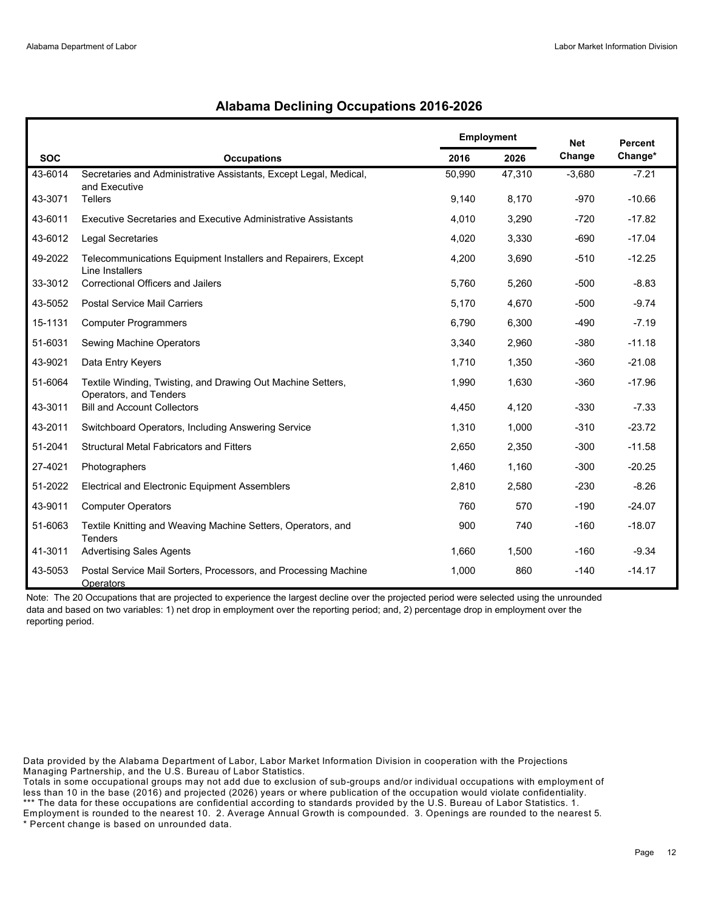## Alabama Declining Occupations 2016-2026

| SOC | Occupations | Employment 2016 | Employment 2026 | Net Change | Percent Change* |
|---|---|---|---|---|---|
| 43-6014 | Secretaries and Administrative Assistants, Except Legal, Medical, and Executive | 50,990 | 47,310 | -3,680 | -7.21 |
| 43-3071 | Tellers | 9,140 | 8,170 | -970 | -10.66 |
| 43-6011 | Executive Secretaries and Executive Administrative Assistants | 4,010 | 3,290 | -720 | -17.82 |
| 43-6012 | Legal Secretaries | 4,020 | 3,330 | -690 | -17.04 |
| 49-2022 | Telecommunications Equipment Installers and Repairers, Except Line Installers | 4,200 | 3,690 | -510 | -12.25 |
| 33-3012 | Correctional Officers and Jailers | 5,760 | 5,260 | -500 | -8.83 |
| 43-5052 | Postal Service Mail Carriers | 5,170 | 4,670 | -500 | -9.74 |
| 15-1131 | Computer Programmers | 6,790 | 6,300 | -490 | -7.19 |
| 51-6031 | Sewing Machine Operators | 3,340 | 2,960 | -380 | -11.18 |
| 43-9021 | Data Entry Keyers | 1,710 | 1,350 | -360 | -21.08 |
| 51-6064 | Textile Winding, Twisting, and Drawing Out Machine Setters, Operators, and Tenders | 1,990 | 1,630 | -360 | -17.96 |
| 43-3011 | Bill and Account Collectors | 4,450 | 4,120 | -330 | -7.33 |
| 43-2011 | Switchboard Operators, Including Answering Service | 1,310 | 1,000 | -310 | -23.72 |
| 51-2041 | Structural Metal Fabricators and Fitters | 2,650 | 2,350 | -300 | -11.58 |
| 27-4021 | Photographers | 1,460 | 1,160 | -300 | -20.25 |
| 51-2022 | Electrical and Electronic Equipment Assemblers | 2,810 | 2,580 | -230 | -8.26 |
| 43-9011 | Computer Operators | 760 | 570 | -190 | -24.07 |
| 51-6063 | Textile Knitting and Weaving Machine Setters, Operators, and Tenders | 900 | 740 | -160 | -18.07 |
| 41-3011 | Advertising Sales Agents | 1,660 | 1,500 | -160 | -9.34 |
| 43-5053 | Postal Service Mail Sorters, Processors, and Processing Machine Operators | 1,000 | 860 | -140 | -14.17 |

Note: The 20 Occupations that are projected to experience the largest decline over the projected period were selected using the unrounded data and based on two variables: 1) net drop in employment over the reporting period; and, 2) percentage drop in employment over the reporting period.

Data provided by the Alabama Department of Labor, Labor Market Information Division in cooperation with the Projections Managing Partnership, and the U.S. Bureau of Labor Statistics.
Totals in some occupational groups may not add due to exclusion of sub-groups and/or individual occupations with employment of less than 10 in the base (2016) and projected (2026) years or where publication of the occupation would violate confidentiality.
*** The data for these occupations are confidential according to standards provided by the U.S. Bureau of Labor Statistics. 1. Employment is rounded to the nearest 10. 2. Average Annual Growth is compounded. 3. Openings are rounded to the nearest 5.
* Percent change is based on unrounded data.